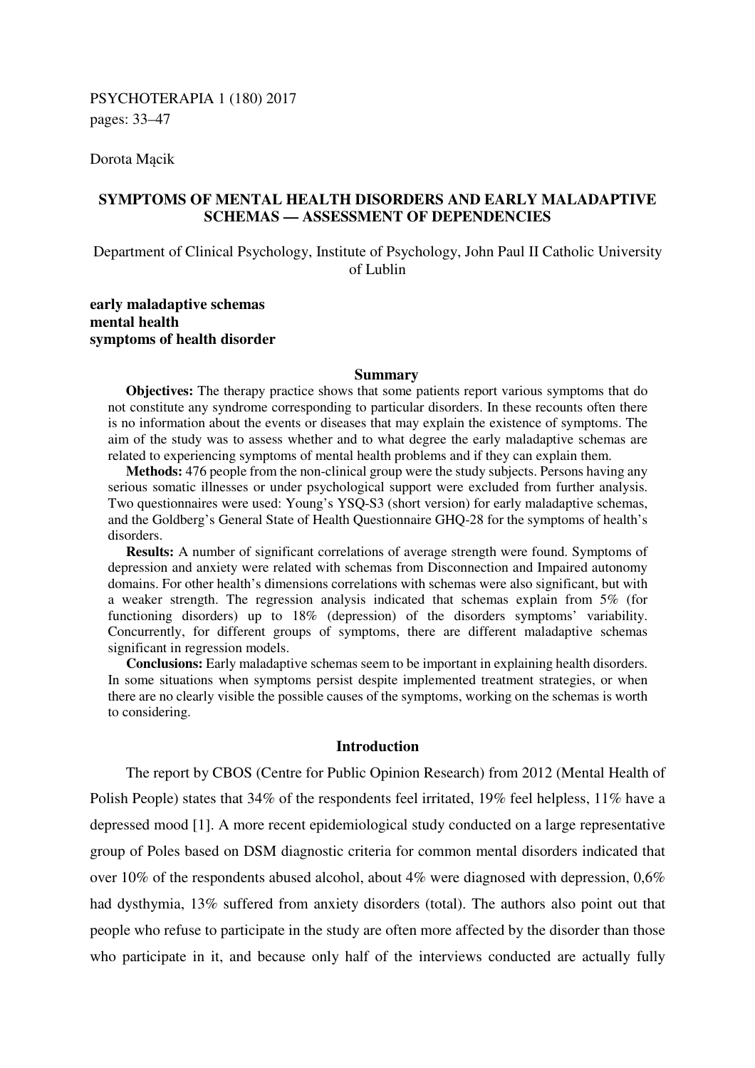PSYCHOTERAPIA 1 (180) 2017
pages: 33–47

Dorota Mącik

# SYMPTOMS OF MENTAL HEALTH DISORDERS AND EARLY MALADAPTIVE SCHEMAS — ASSESSMENT OF DEPENDENCIES

Department of Clinical Psychology, Institute of Psychology, John Paul II Catholic University of Lublin

**early maladaptive schemas**
**mental health**
**symptoms of health disorder**

## Summary

**Objectives:** The therapy practice shows that some patients report various symptoms that do not constitute any syndrome corresponding to particular disorders. In these recounts often there is no information about the events or diseases that may explain the existence of symptoms. The aim of the study was to assess whether and to what degree the early maladaptive schemas are related to experiencing symptoms of mental health problems and if they can explain them.

**Methods:** 476 people from the non-clinical group were the study subjects. Persons having any serious somatic illnesses or under psychological support were excluded from further analysis. Two questionnaires were used: Young's YSQ-S3 (short version) for early maladaptive schemas, and the Goldberg's General State of Health Questionnaire GHQ-28 for the symptoms of health's disorders.

**Results:** A number of significant correlations of average strength were found. Symptoms of depression and anxiety were related with schemas from Disconnection and Impaired autonomy domains. For other health's dimensions correlations with schemas were also significant, but with a weaker strength. The regression analysis indicated that schemas explain from 5% (for functioning disorders) up to 18% (depression) of the disorders symptoms' variability. Concurrently, for different groups of symptoms, there are different maladaptive schemas significant in regression models.

**Conclusions:** Early maladaptive schemas seem to be important in explaining health disorders. In some situations when symptoms persist despite implemented treatment strategies, or when there are no clearly visible the possible causes of the symptoms, working on the schemas is worth to considering.

## Introduction

The report by CBOS (Centre for Public Opinion Research) from 2012 (Mental Health of Polish People) states that 34% of the respondents feel irritated, 19% feel helpless, 11% have a depressed mood [1]. A more recent epidemiological study conducted on a large representative group of Poles based on DSM diagnostic criteria for common mental disorders indicated that over 10% of the respondents abused alcohol, about 4% were diagnosed with depression, 0,6% had dysthymia, 13% suffered from anxiety disorders (total). The authors also point out that people who refuse to participate in the study are often more affected by the disorder than those who participate in it, and because only half of the interviews conducted are actually fully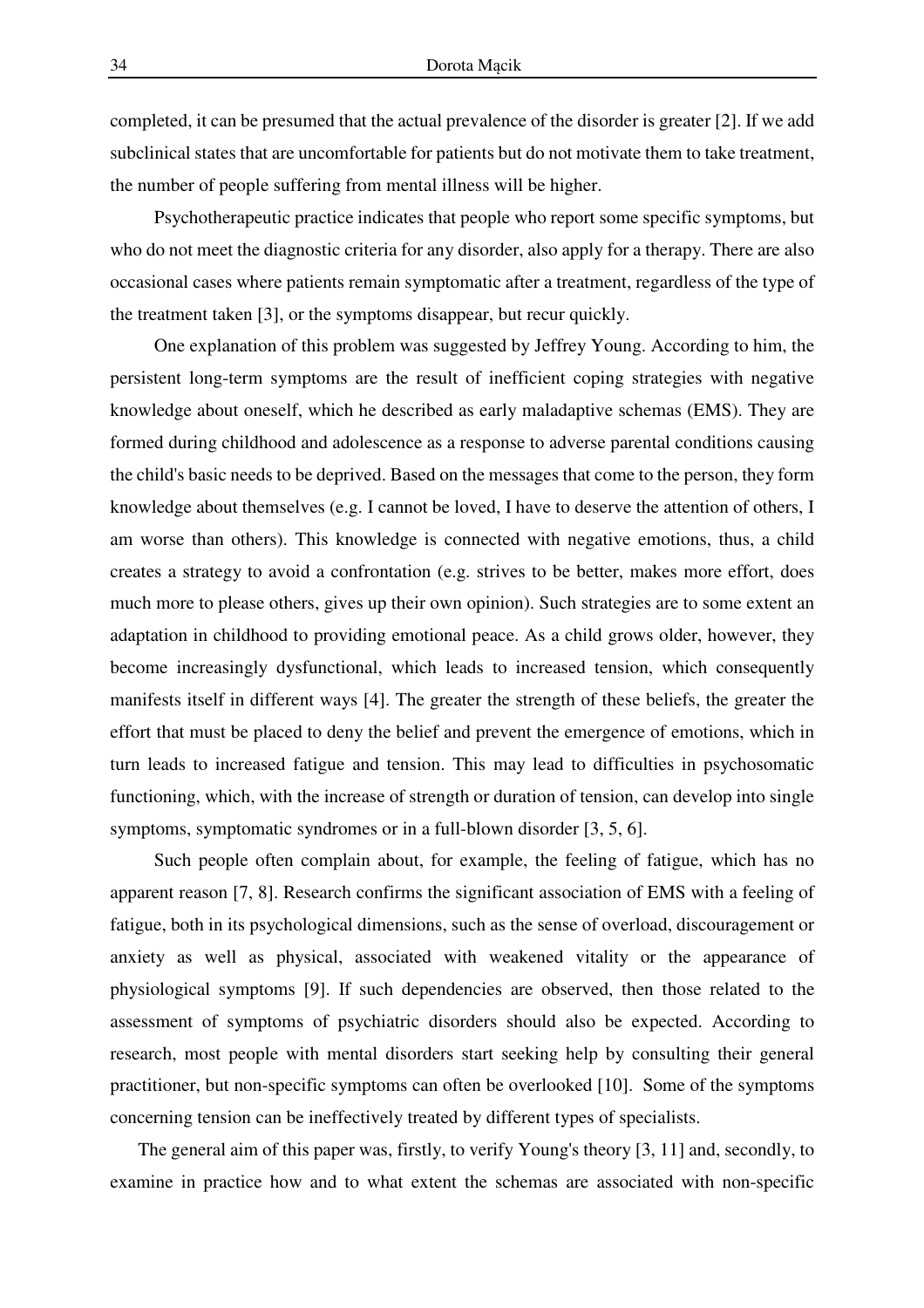completed, it can be presumed that the actual prevalence of the disorder is greater [2]. If we add subclinical states that are uncomfortable for patients but do not motivate them to take treatment, the number of people suffering from mental illness will be higher.

Psychotherapeutic practice indicates that people who report some specific symptoms, but who do not meet the diagnostic criteria for any disorder, also apply for a therapy. There are also occasional cases where patients remain symptomatic after a treatment, regardless of the type of the treatment taken [3], or the symptoms disappear, but recur quickly.

One explanation of this problem was suggested by Jeffrey Young. According to him, the persistent long-term symptoms are the result of inefficient coping strategies with negative knowledge about oneself, which he described as early maladaptive schemas (EMS). They are formed during childhood and adolescence as a response to adverse parental conditions causing the child's basic needs to be deprived. Based on the messages that come to the person, they form knowledge about themselves (e.g. I cannot be loved, I have to deserve the attention of others, I am worse than others). This knowledge is connected with negative emotions, thus, a child creates a strategy to avoid a confrontation (e.g. strives to be better, makes more effort, does much more to please others, gives up their own opinion). Such strategies are to some extent an adaptation in childhood to providing emotional peace. As a child grows older, however, they become increasingly dysfunctional, which leads to increased tension, which consequently manifests itself in different ways [4]. The greater the strength of these beliefs, the greater the effort that must be placed to deny the belief and prevent the emergence of emotions, which in turn leads to increased fatigue and tension. This may lead to difficulties in psychosomatic functioning, which, with the increase of strength or duration of tension, can develop into single symptoms, symptomatic syndromes or in a full-blown disorder [3, 5, 6].

Such people often complain about, for example, the feeling of fatigue, which has no apparent reason [7, 8]. Research confirms the significant association of EMS with a feeling of fatigue, both in its psychological dimensions, such as the sense of overload, discouragement or anxiety as well as physical, associated with weakened vitality or the appearance of physiological symptoms [9]. If such dependencies are observed, then those related to the assessment of symptoms of psychiatric disorders should also be expected. According to research, most people with mental disorders start seeking help by consulting their general practitioner, but non-specific symptoms can often be overlooked [10]. Some of the symptoms concerning tension can be ineffectively treated by different types of specialists.

The general aim of this paper was, firstly, to verify Young's theory [3, 11] and, secondly, to examine in practice how and to what extent the schemas are associated with non-specific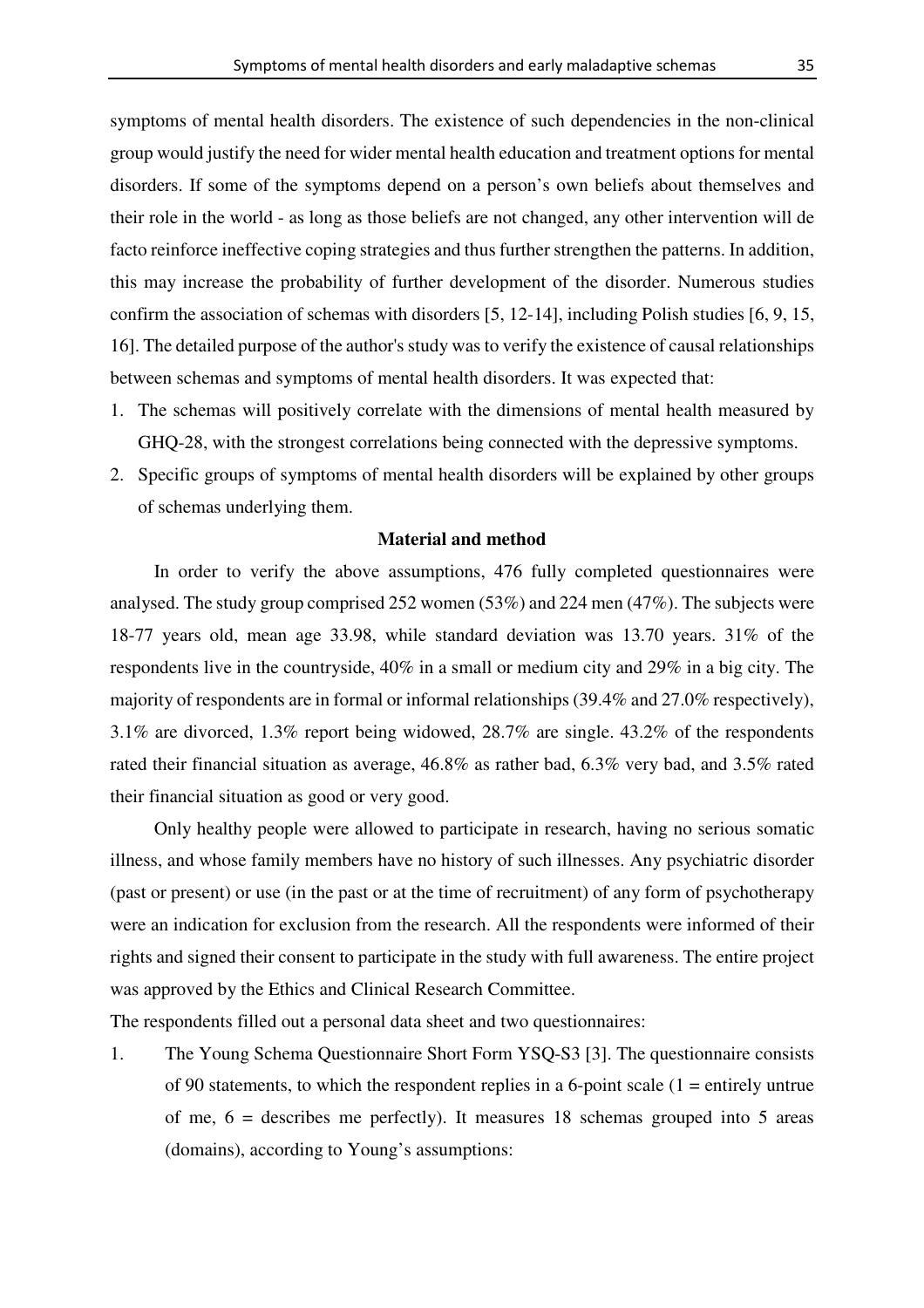symptoms of mental health disorders. The existence of such dependencies in the non-clinical group would justify the need for wider mental health education and treatment options for mental disorders. If some of the symptoms depend on a person's own beliefs about themselves and their role in the world - as long as those beliefs are not changed, any other intervention will de facto reinforce ineffective coping strategies and thus further strengthen the patterns. In addition, this may increase the probability of further development of the disorder. Numerous studies confirm the association of schemas with disorders [5, 12-14], including Polish studies [6, 9, 15, 16]. The detailed purpose of the author's study was to verify the existence of causal relationships between schemas and symptoms of mental health disorders. It was expected that:

1. The schemas will positively correlate with the dimensions of mental health measured by GHQ-28, with the strongest correlations being connected with the depressive symptoms.
2. Specific groups of symptoms of mental health disorders will be explained by other groups of schemas underlying them.

## Material and method

In order to verify the above assumptions, 476 fully completed questionnaires were analysed. The study group comprised 252 women (53%) and 224 men (47%). The subjects were 18-77 years old, mean age 33.98, while standard deviation was 13.70 years. 31% of the respondents live in the countryside, 40% in a small or medium city and 29% in a big city. The majority of respondents are in formal or informal relationships (39.4% and 27.0% respectively), 3.1% are divorced, 1.3% report being widowed, 28.7% are single. 43.2% of the respondents rated their financial situation as average, 46.8% as rather bad, 6.3% very bad, and 3.5% rated their financial situation as good or very good.

Only healthy people were allowed to participate in research, having no serious somatic illness, and whose family members have no history of such illnesses. Any psychiatric disorder (past or present) or use (in the past or at the time of recruitment) of any form of psychotherapy were an indication for exclusion from the research. All the respondents were informed of their rights and signed their consent to participate in the study with full awareness. The entire project was approved by the Ethics and Clinical Research Committee.

The respondents filled out a personal data sheet and two questionnaires:

1. The Young Schema Questionnaire Short Form YSQ-S3 [3]. The questionnaire consists of 90 statements, to which the respondent replies in a 6-point scale (1 = entirely untrue of me, 6 = describes me perfectly). It measures 18 schemas grouped into 5 areas (domains), according to Young's assumptions: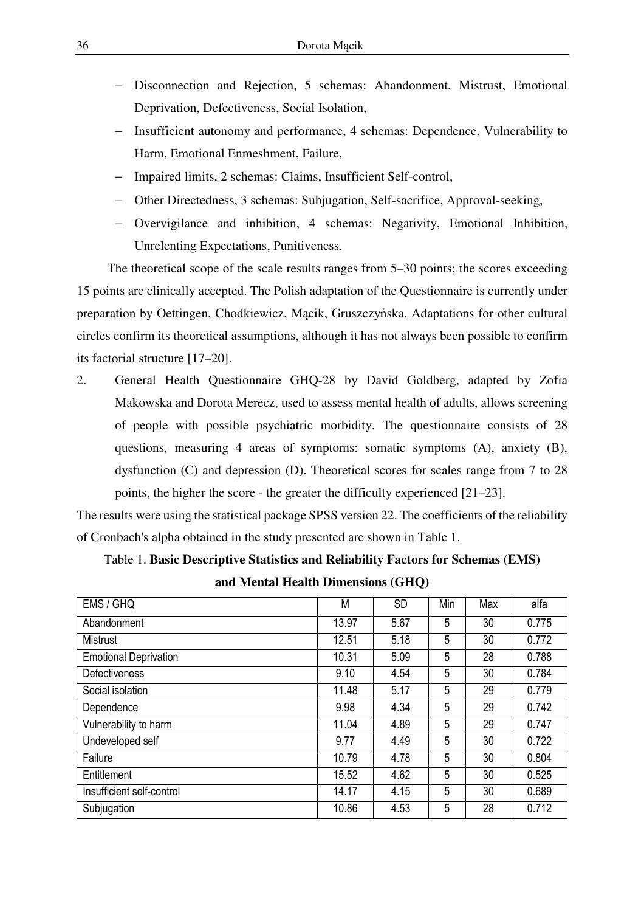- Disconnection and Rejection, 5 schemas: Abandonment, Mistrust, Emotional Deprivation, Defectiveness, Social Isolation,
- Insufficient autonomy and performance, 4 schemas: Dependence, Vulnerability to Harm, Emotional Enmeshment, Failure,
- Impaired limits, 2 schemas: Claims, Insufficient Self-control,
- Other Directedness, 3 schemas: Subjugation, Self-sacrifice, Approval-seeking,
- Overvigilance and inhibition, 4 schemas: Negativity, Emotional Inhibition, Unrelenting Expectations, Punitiveness.

The theoretical scope of the scale results ranges from 5–30 points; the scores exceeding 15 points are clinically accepted. The Polish adaptation of the Questionnaire is currently under preparation by Oettingen, Chodkiewicz, Mącik, Gruszczyńska. Adaptations for other cultural circles confirm its theoretical assumptions, although it has not always been possible to confirm its factorial structure [17–20].

2. General Health Questionnaire GHQ-28 by David Goldberg, adapted by Zofia Makowska and Dorota Merecz, used to assess mental health of adults, allows screening of people with possible psychiatric morbidity. The questionnaire consists of 28 questions, measuring 4 areas of symptoms: somatic symptoms (A), anxiety (B), dysfunction (C) and depression (D). Theoretical scores for scales range from 7 to 28 points, the higher the score - the greater the difficulty experienced [21–23].

The results were using the statistical package SPSS version 22. The coefficients of the reliability of Cronbach's alpha obtained in the study presented are shown in Table 1.

Table 1. **Basic Descriptive Statistics and Reliability Factors for Schemas (EMS) and Mental Health Dimensions (GHQ)**

| EMS / GHQ | M | SD | Min | Max | alfa |
|---|---|---|---|---|---|
| Abandonment | 13.97 | 5.67 | 5 | 30 | 0.775 |
| Mistrust | 12.51 | 5.18 | 5 | 30 | 0.772 |
| Emotional Deprivation | 10.31 | 5.09 | 5 | 28 | 0.788 |
| Defectiveness | 9.10 | 4.54 | 5 | 30 | 0.784 |
| Social isolation | 11.48 | 5.17 | 5 | 29 | 0.779 |
| Dependence | 9.98 | 4.34 | 5 | 29 | 0.742 |
| Vulnerability to harm | 11.04 | 4.89 | 5 | 29 | 0.747 |
| Undeveloped self | 9.77 | 4.49 | 5 | 30 | 0.722 |
| Failure | 10.79 | 4.78 | 5 | 30 | 0.804 |
| Entitlement | 15.52 | 4.62 | 5 | 30 | 0.525 |
| Insufficient self-control | 14.17 | 4.15 | 5 | 30 | 0.689 |
| Subjugation | 10.86 | 4.53 | 5 | 28 | 0.712 |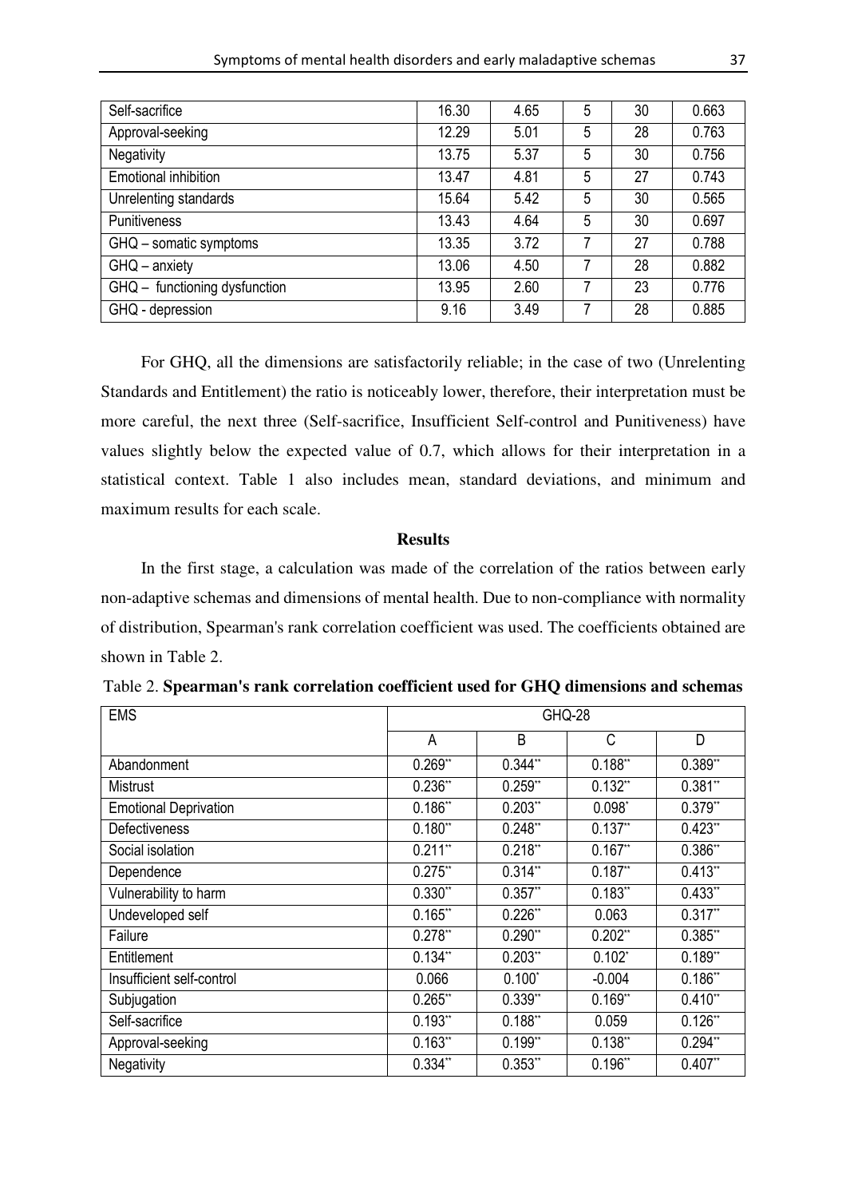| Self-sacrifice | 16.30 | 4.65 | 5 | 30 | 0.663 |
|---|---|---|---|---|---|
| Approval-seeking | 12.29 | 5.01 | 5 | 28 | 0.763 |
| Negativity | 13.75 | 5.37 | 5 | 30 | 0.756 |
| Emotional inhibition | 13.47 | 4.81 | 5 | 27 | 0.743 |
| Unrelenting standards | 15.64 | 5.42 | 5 | 30 | 0.565 |
| Punitiveness | 13.43 | 4.64 | 5 | 30 | 0.697 |
| GHQ – somatic symptoms | 13.35 | 3.72 | 7 | 27 | 0.788 |
| GHQ – anxiety | 13.06 | 4.50 | 7 | 28 | 0.882 |
| GHQ – functioning dysfunction | 13.95 | 2.60 | 7 | 23 | 0.776 |
| GHQ - depression | 9.16 | 3.49 | 7 | 28 | 0.885 |

For GHQ, all the dimensions are satisfactorily reliable; in the case of two (Unrelenting Standards and Entitlement) the ratio is noticeably lower, therefore, their interpretation must be more careful, the next three (Self-sacrifice, Insufficient Self-control and Punitiveness) have values slightly below the expected value of 0.7, which allows for their interpretation in a statistical context. Table 1 also includes mean, standard deviations, and minimum and maximum results for each scale.

## Results

In the first stage, a calculation was made of the correlation of the ratios between early non-adaptive schemas and dimensions of mental health. Due to non-compliance with normality of distribution, Spearman's rank correlation coefficient was used. The coefficients obtained are shown in Table 2.

Table 2. **Spearman's rank correlation coefficient used for GHQ dimensions and schemas**

| EMS | GHQ-28 | | | |
|---|---|---|---|---|
| | A | B | C | D |
| Abandonment | 0.269** | 0.344** | 0.188** | 0.389** |
| Mistrust | 0.236** | 0.259** | 0.132** | 0.381** |
| Emotional Deprivation | 0.186** | 0.203** | 0.098* | 0.379** |
| Defectiveness | 0.180** | 0.248** | 0.137** | 0.423** |
| Social isolation | 0.211** | 0.218** | 0.167** | 0.386** |
| Dependence | 0.275** | 0.314** | 0.187** | 0.413** |
| Vulnerability to harm | 0.330** | 0.357** | 0.183** | 0.433** |
| Undeveloped self | 0.165** | 0.226** | 0.063 | 0.317** |
| Failure | 0.278** | 0.290** | 0.202** | 0.385** |
| Entitlement | 0.134** | 0.203** | 0.102* | 0.189** |
| Insufficient self-control | 0.066 | 0.100* | -0.004 | 0.186** |
| Subjugation | 0.265** | 0.339** | 0.169** | 0.410** |
| Self-sacrifice | 0.193** | 0.188** | 0.059 | 0.126** |
| Approval-seeking | 0.163** | 0.199** | 0.138** | 0.294** |
| Negativity | 0.334** | 0.353** | 0.196** | 0.407** |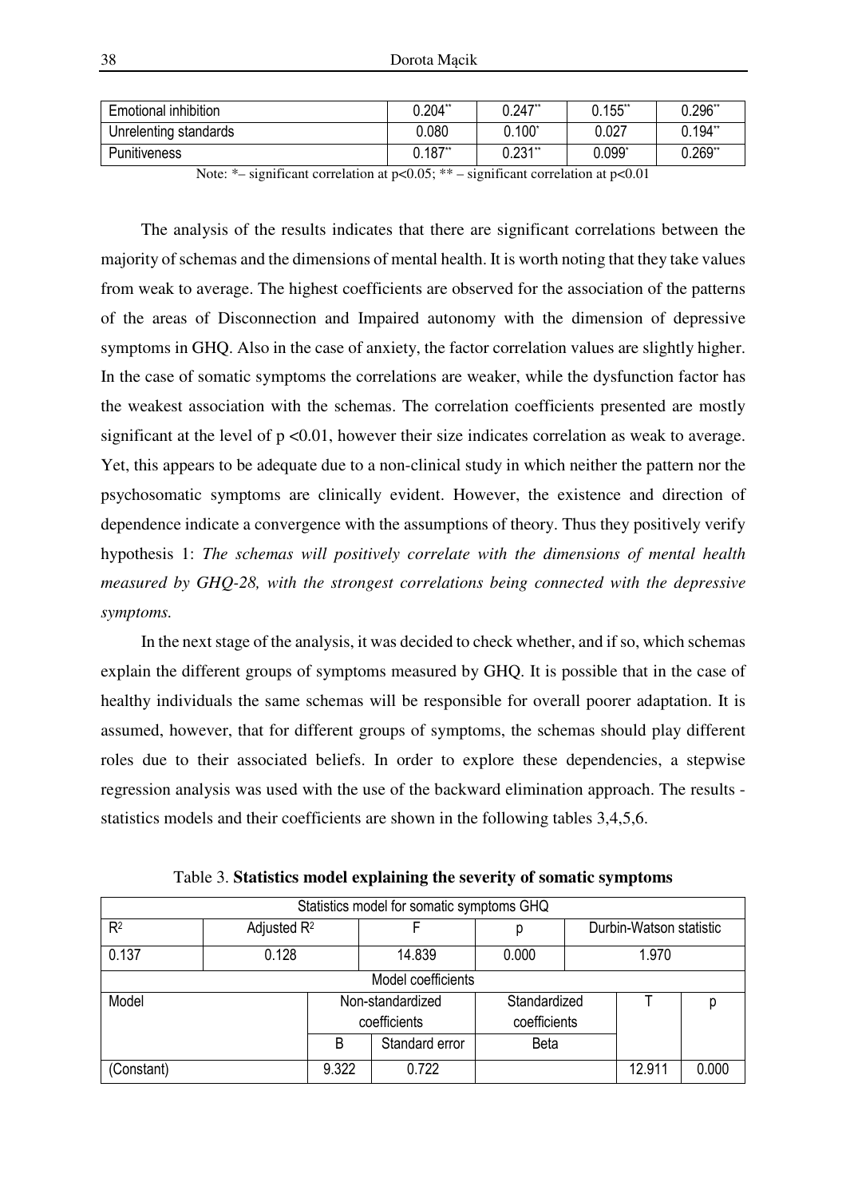| Emotional inhibition | 0.204** | 0.247** | 0.155** | 0.296** |
|---|---|---|---|---|
| Unrelenting standards | 0.080 | 0.100* | 0.027 | 0.194** |
| Punitiveness | 0.187** | 0.231** | 0.099* | 0.269** |

Note: *– significant correlation at $p<0.05$; ** – significant correlation at $p<0.01$

The analysis of the results indicates that there are significant correlations between the majority of schemas and the dimensions of mental health. It is worth noting that they take values from weak to average. The highest coefficients are observed for the association of the patterns of the areas of Disconnection and Impaired autonomy with the dimension of depressive symptoms in GHQ. Also in the case of anxiety, the factor correlation values are slightly higher. In the case of somatic symptoms the correlations are weaker, while the dysfunction factor has the weakest association with the schemas. The correlation coefficients presented are mostly significant at the level of $p<0.01$, however their size indicates correlation as weak to average. Yet, this appears to be adequate due to a non-clinical study in which neither the pattern nor the psychosomatic symptoms are clinically evident. However, the existence and direction of dependence indicate a convergence with the assumptions of theory. Thus they positively verify hypothesis 1: *The schemas will positively correlate with the dimensions of mental health measured by GHQ-28, with the strongest correlations being connected with the depressive symptoms.*

In the next stage of the analysis, it was decided to check whether, and if so, which schemas explain the different groups of symptoms measured by GHQ. It is possible that in the case of healthy individuals the same schemas will be responsible for overall poorer adaptation. It is assumed, however, that for different groups of symptoms, the schemas should play different roles due to their associated beliefs. In order to explore these dependencies, a stepwise regression analysis was used with the use of the backward elimination approach. The results - statistics models and their coefficients are shown in the following tables 3,4,5,6.

Table 3. **Statistics model explaining the severity of somatic symptoms**

| Statistics model for somatic symptoms GHQ | | | | | |
|---|---|---|---|---|---|
| $R^2$ | Adjusted $R^2$ | F | p | Durbin-Watson statistic | |
| 0.137 | 0.128 | 14.839 | 0.000 | 1.970 | |
| Model coefficients | | | | | |
| Model | Non-standardized coefficients | | Standardized coefficients | T | p |
| | B | Standard error | Beta | | |
| (Constant) | 9.322 | 0.722 | | 12.911 | 0.000 |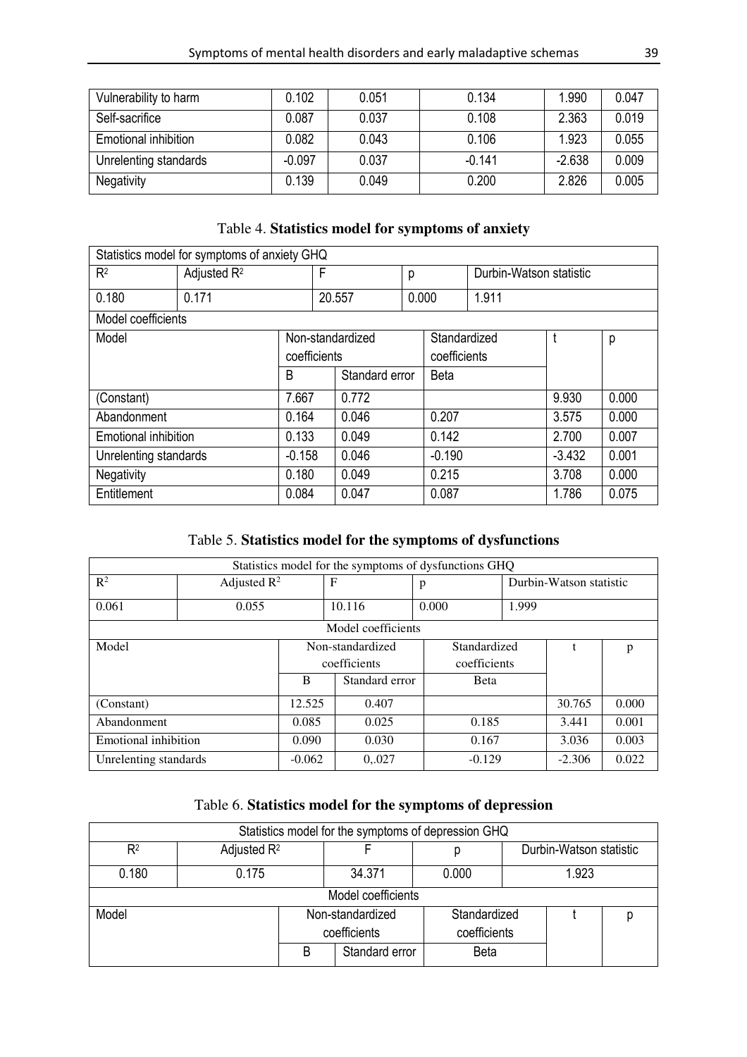| Vulnerability to harm | 0.102 | 0.051 | 0.134 | 1.990 | 0.047 |
|---|---|---|---|---|---|
| Self-sacrifice | 0.087 | 0.037 | 0.108 | 2.363 | 0.019 |
| Emotional inhibition | 0.082 | 0.043 | 0.106 | 1.923 | 0.055 |
| Unrelenting standards | -0.097 | 0.037 | -0.141 | -2.638 | 0.009 |
| Negativity | 0.139 | 0.049 | 0.200 | 2.826 | 0.005 |

Table 4. **Statistics model for symptoms of anxiety**

| Statistics model for symptoms of anxiety GHQ | | | | | | |
|---|---|---|---|---|---|---|
| $R^2$ | Adjusted $R^2$ | F | p | Durbin-Watson statistic | | |
| 0.180 | 0.171 | 20.557 | 0.000 | 1.911 | | |
| Model coefficients | | | | | | |
| Model | Non-standardized coefficients | | Standardized coefficients | | t | p |
| | B | Standard error | Beta | | | |
| (Constant) | 7.667 | 0.772 | | | 9.930 | 0.000 |
| Abandonment | 0.164 | 0.046 | 0.207 | | 3.575 | 0.000 |
| Emotional inhibition | 0.133 | 0.049 | 0.142 | | 2.700 | 0.007 |
| Unrelenting standards | -0.158 | 0.046 | -0.190 | | -3.432 | 0.001 |
| Negativity | 0.180 | 0.049 | 0.215 | | 3.708 | 0.000 |
| Entitlement | 0.084 | 0.047 | 0.087 | | 1.786 | 0.075 |

Table 5. **Statistics model for the symptoms of dysfunctions**

| Statistics model for the symptoms of dysfunctions GHQ | | | | | | |
|---|---|---|---|---|---|---|
| $R^2$ | Adjusted $R^2$ | F | p | Durbin-Watson statistic | | |
| 0.061 | 0.055 | 10.116 | 0.000 | 1.999 | | |
| Model coefficients | | | | | | |
| Model | Non-standardized coefficients | | Standardized coefficients | | t | p |
| | B | Standard error | Beta | | | |
| (Constant) | 12.525 | 0.407 | | | 30.765 | 0.000 |
| Abandonment | 0.085 | 0.025 | 0.185 | | 3.441 | 0.001 |
| Emotional inhibition | 0.090 | 0.030 | 0.167 | | 3.036 | 0.003 |
| Unrelenting standards | -0.062 | 0,.027 | -0.129 | | -2.306 | 0.022 |

Table 6. **Statistics model for the symptoms of depression**

| Statistics model for the symptoms of depression GHQ | | | | | | |
|---|---|---|---|---|---|---|
| $R^2$ | Adjusted $R^2$ | F | p | Durbin-Watson statistic | | |
| 0.180 | 0.175 | 34.371 | 0.000 | 1.923 | | |
| Model coefficients | | | | | | |
| Model | Non-standardized coefficients | | Standardized coefficients | | t | p |
| | B | Standard error | Beta | | | |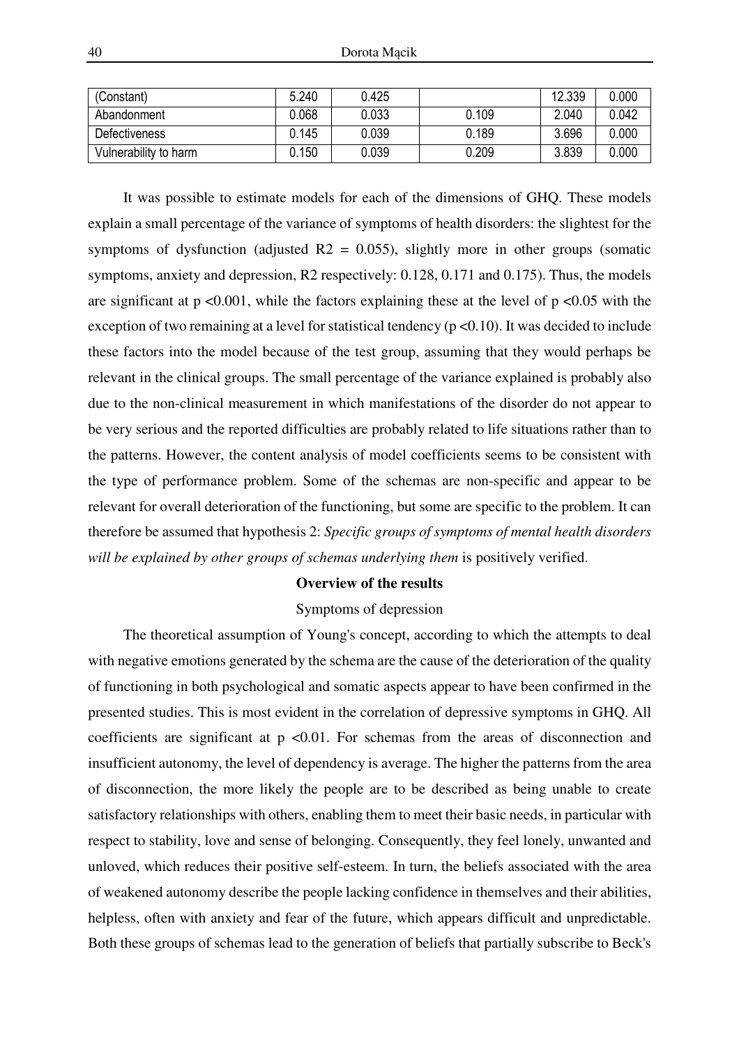| (Constant) | 5.240 | 0.425 | | 12.339 | 0.000 |
|---|---|---|---|---|---|
| Abandonment | 0.068 | 0.033 | 0.109 | 2.040 | 0.042 |
| Defectiveness | 0.145 | 0.039 | 0.189 | 3.696 | 0.000 |
| Vulnerability to harm | 0.150 | 0.039 | 0.209 | 3.839 | 0.000 |

It was possible to estimate models for each of the dimensions of GHQ. These models explain a small percentage of the variance of symptoms of health disorders: the slightest for the symptoms of dysfunction (adjusted $R2 = 0.055$), slightly more in other groups (somatic symptoms, anxiety and depression, R2 respectively: 0.128, 0.171 and 0.175). Thus, the models are significant at $p < 0.001$, while the factors explaining these at the level of $p < 0.05$ with the exception of two remaining at a level for statistical tendency ($p < 0.10$). It was decided to include these factors into the model because of the test group, assuming that they would perhaps be relevant in the clinical groups. The small percentage of the variance explained is probably also due to the non-clinical measurement in which manifestations of the disorder do not appear to be very serious and the reported difficulties are probably related to life situations rather than to the patterns. However, the content analysis of model coefficients seems to be consistent with the type of performance problem. Some of the schemas are non-specific and appear to be relevant for overall deterioration of the functioning, but some are specific to the problem. It can therefore be assumed that hypothesis 2: *Specific groups of symptoms of mental health disorders will be explained by other groups of schemas underlying them* is positively verified.

**Overview of the results**

Symptoms of depression

The theoretical assumption of Young's concept, according to which the attempts to deal with negative emotions generated by the schema are the cause of the deterioration of the quality of functioning in both psychological and somatic aspects appear to have been confirmed in the presented studies. This is most evident in the correlation of depressive symptoms in GHQ. All coefficients are significant at $p < 0.01$. For schemas from the areas of disconnection and insufficient autonomy, the level of dependency is average. The higher the patterns from the area of disconnection, the more likely the people are to be described as being unable to create satisfactory relationships with others, enabling them to meet their basic needs, in particular with respect to stability, love and sense of belonging. Consequently, they feel lonely, unwanted and unloved, which reduces their positive self-esteem. In turn, the beliefs associated with the area of weakened autonomy describe the people lacking confidence in themselves and their abilities, helpless, often with anxiety and fear of the future, which appears difficult and unpredictable. Both these groups of schemas lead to the generation of beliefs that partially subscribe to Beck's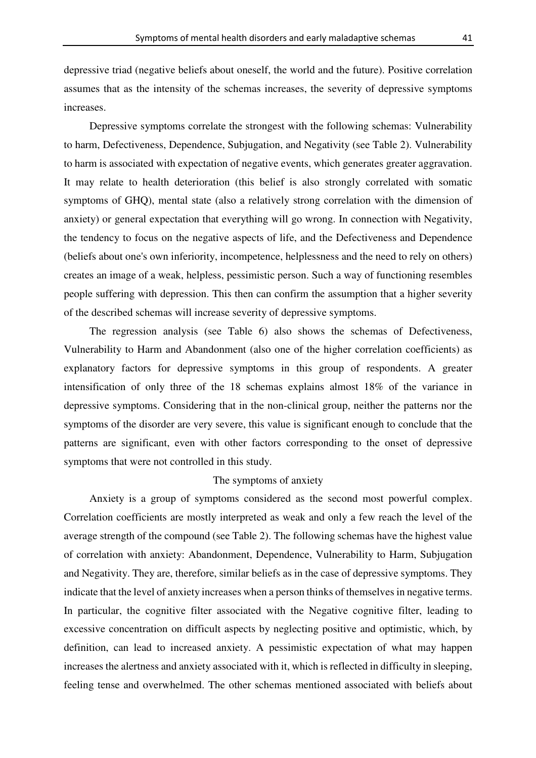depressive triad (negative beliefs about oneself, the world and the future). Positive correlation assumes that as the intensity of the schemas increases, the severity of depressive symptoms increases.

Depressive symptoms correlate the strongest with the following schemas: Vulnerability to harm, Defectiveness, Dependence, Subjugation, and Negativity (see Table 2). Vulnerability to harm is associated with expectation of negative events, which generates greater aggravation. It may relate to health deterioration (this belief is also strongly correlated with somatic symptoms of GHQ), mental state (also a relatively strong correlation with the dimension of anxiety) or general expectation that everything will go wrong. In connection with Negativity, the tendency to focus on the negative aspects of life, and the Defectiveness and Dependence (beliefs about one's own inferiority, incompetence, helplessness and the need to rely on others) creates an image of a weak, helpless, pessimistic person. Such a way of functioning resembles people suffering with depression. This then can confirm the assumption that a higher severity of the described schemas will increase severity of depressive symptoms.

The regression analysis (see Table 6) also shows the schemas of Defectiveness, Vulnerability to Harm and Abandonment (also one of the higher correlation coefficients) as explanatory factors for depressive symptoms in this group of respondents. A greater intensification of only three of the 18 schemas explains almost 18% of the variance in depressive symptoms. Considering that in the non-clinical group, neither the patterns nor the symptoms of the disorder are very severe, this value is significant enough to conclude that the patterns are significant, even with other factors corresponding to the onset of depressive symptoms that were not controlled in this study.

### The symptoms of anxiety

Anxiety is a group of symptoms considered as the second most powerful complex. Correlation coefficients are mostly interpreted as weak and only a few reach the level of the average strength of the compound (see Table 2). The following schemas have the highest value of correlation with anxiety: Abandonment, Dependence, Vulnerability to Harm, Subjugation and Negativity. They are, therefore, similar beliefs as in the case of depressive symptoms. They indicate that the level of anxiety increases when a person thinks of themselves in negative terms. In particular, the cognitive filter associated with the Negative cognitive filter, leading to excessive concentration on difficult aspects by neglecting positive and optimistic, which, by definition, can lead to increased anxiety. A pessimistic expectation of what may happen increases the alertness and anxiety associated with it, which is reflected in difficulty in sleeping, feeling tense and overwhelmed. The other schemas mentioned associated with beliefs about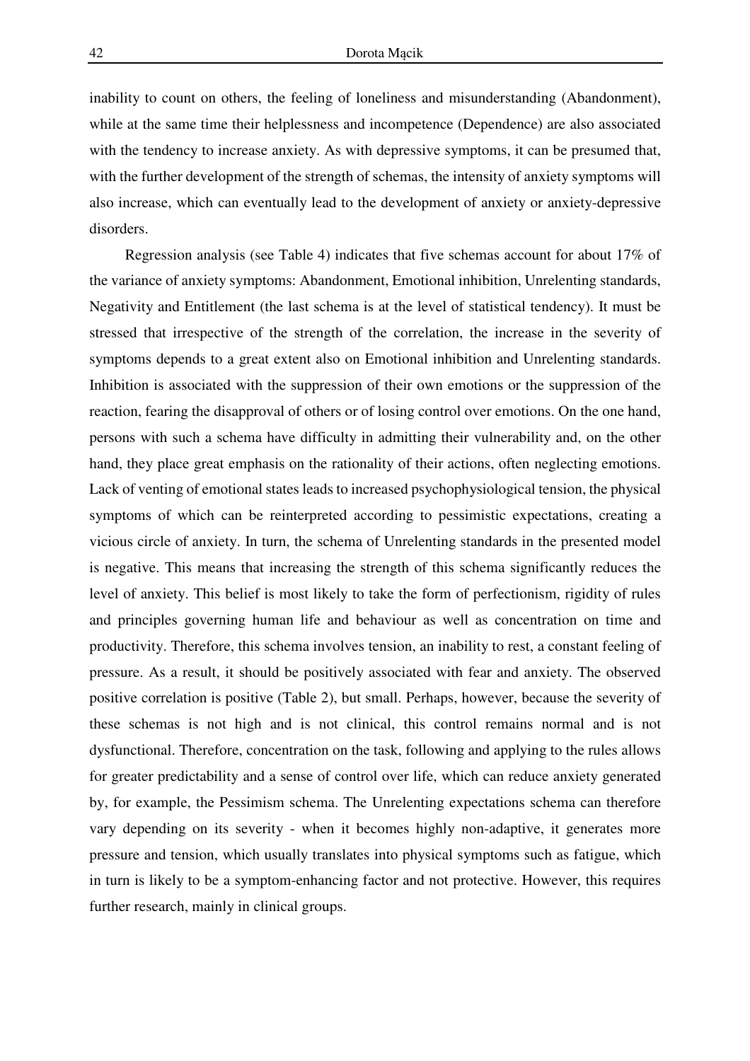inability to count on others, the feeling of loneliness and misunderstanding (Abandonment), while at the same time their helplessness and incompetence (Dependence) are also associated with the tendency to increase anxiety. As with depressive symptoms, it can be presumed that, with the further development of the strength of schemas, the intensity of anxiety symptoms will also increase, which can eventually lead to the development of anxiety or anxiety-depressive disorders.

Regression analysis (see Table 4) indicates that five schemas account for about 17% of the variance of anxiety symptoms: Abandonment, Emotional inhibition, Unrelenting standards, Negativity and Entitlement (the last schema is at the level of statistical tendency). It must be stressed that irrespective of the strength of the correlation, the increase in the severity of symptoms depends to a great extent also on Emotional inhibition and Unrelenting standards. Inhibition is associated with the suppression of their own emotions or the suppression of the reaction, fearing the disapproval of others or of losing control over emotions. On the one hand, persons with such a schema have difficulty in admitting their vulnerability and, on the other hand, they place great emphasis on the rationality of their actions, often neglecting emotions. Lack of venting of emotional states leads to increased psychophysiological tension, the physical symptoms of which can be reinterpreted according to pessimistic expectations, creating a vicious circle of anxiety. In turn, the schema of Unrelenting standards in the presented model is negative. This means that increasing the strength of this schema significantly reduces the level of anxiety. This belief is most likely to take the form of perfectionism, rigidity of rules and principles governing human life and behaviour as well as concentration on time and productivity. Therefore, this schema involves tension, an inability to rest, a constant feeling of pressure. As a result, it should be positively associated with fear and anxiety. The observed positive correlation is positive (Table 2), but small. Perhaps, however, because the severity of these schemas is not high and is not clinical, this control remains normal and is not dysfunctional. Therefore, concentration on the task, following and applying to the rules allows for greater predictability and a sense of control over life, which can reduce anxiety generated by, for example, the Pessimism schema. The Unrelenting expectations schema can therefore vary depending on its severity - when it becomes highly non-adaptive, it generates more pressure and tension, which usually translates into physical symptoms such as fatigue, which in turn is likely to be a symptom-enhancing factor and not protective. However, this requires further research, mainly in clinical groups.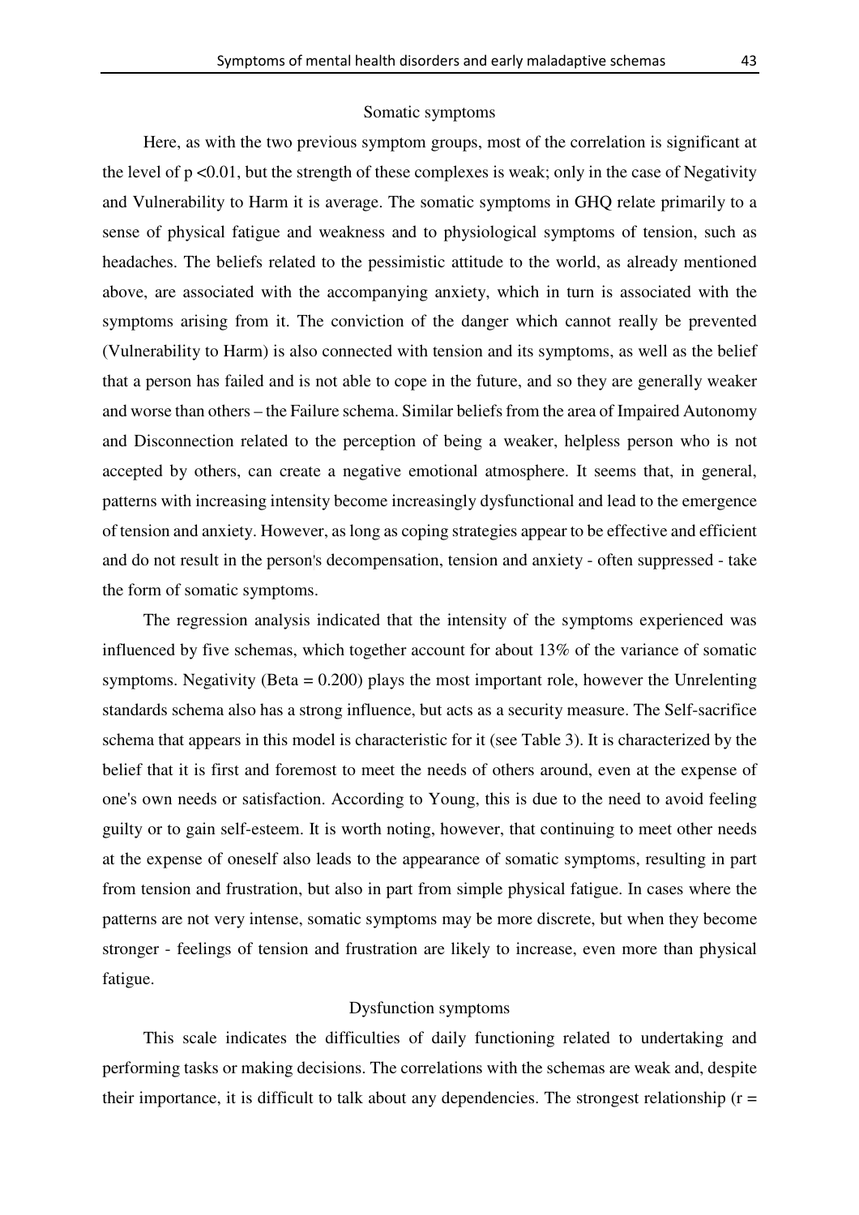### Somatic symptoms

Here, as with the two previous symptom groups, most of the correlation is significant at the level of $p < 0.01$, but the strength of these complexes is weak; only in the case of Negativity and Vulnerability to Harm it is average. The somatic symptoms in GHQ relate primarily to a sense of physical fatigue and weakness and to physiological symptoms of tension, such as headaches. The beliefs related to the pessimistic attitude to the world, as already mentioned above, are associated with the accompanying anxiety, which in turn is associated with the symptoms arising from it. The conviction of the danger which cannot really be prevented (Vulnerability to Harm) is also connected with tension and its symptoms, as well as the belief that a person has failed and is not able to cope in the future, and so they are generally weaker and worse than others – the Failure schema. Similar beliefs from the area of Impaired Autonomy and Disconnection related to the perception of being a weaker, helpless person who is not accepted by others, can create a negative emotional atmosphere. It seems that, in general, patterns with increasing intensity become increasingly dysfunctional and lead to the emergence of tension and anxiety. However, as long as coping strategies appear to be effective and efficient and do not result in the person's decompensation, tension and anxiety - often suppressed - take the form of somatic symptoms.

The regression analysis indicated that the intensity of the symptoms experienced was influenced by five schemas, which together account for about 13% of the variance of somatic symptoms. Negativity (Beta = 0.200) plays the most important role, however the Unrelenting standards schema also has a strong influence, but acts as a security measure. The Self-sacrifice schema that appears in this model is characteristic for it (see Table 3). It is characterized by the belief that it is first and foremost to meet the needs of others around, even at the expense of one's own needs or satisfaction. According to Young, this is due to the need to avoid feeling guilty or to gain self-esteem. It is worth noting, however, that continuing to meet other needs at the expense of oneself also leads to the appearance of somatic symptoms, resulting in part from tension and frustration, but also in part from simple physical fatigue. In cases where the patterns are not very intense, somatic symptoms may be more discrete, but when they become stronger - feelings of tension and frustration are likely to increase, even more than physical fatigue.

### Dysfunction symptoms

This scale indicates the difficulties of daily functioning related to undertaking and performing tasks or making decisions. The correlations with the schemas are weak and, despite their importance, it is difficult to talk about any dependencies. The strongest relationship (r =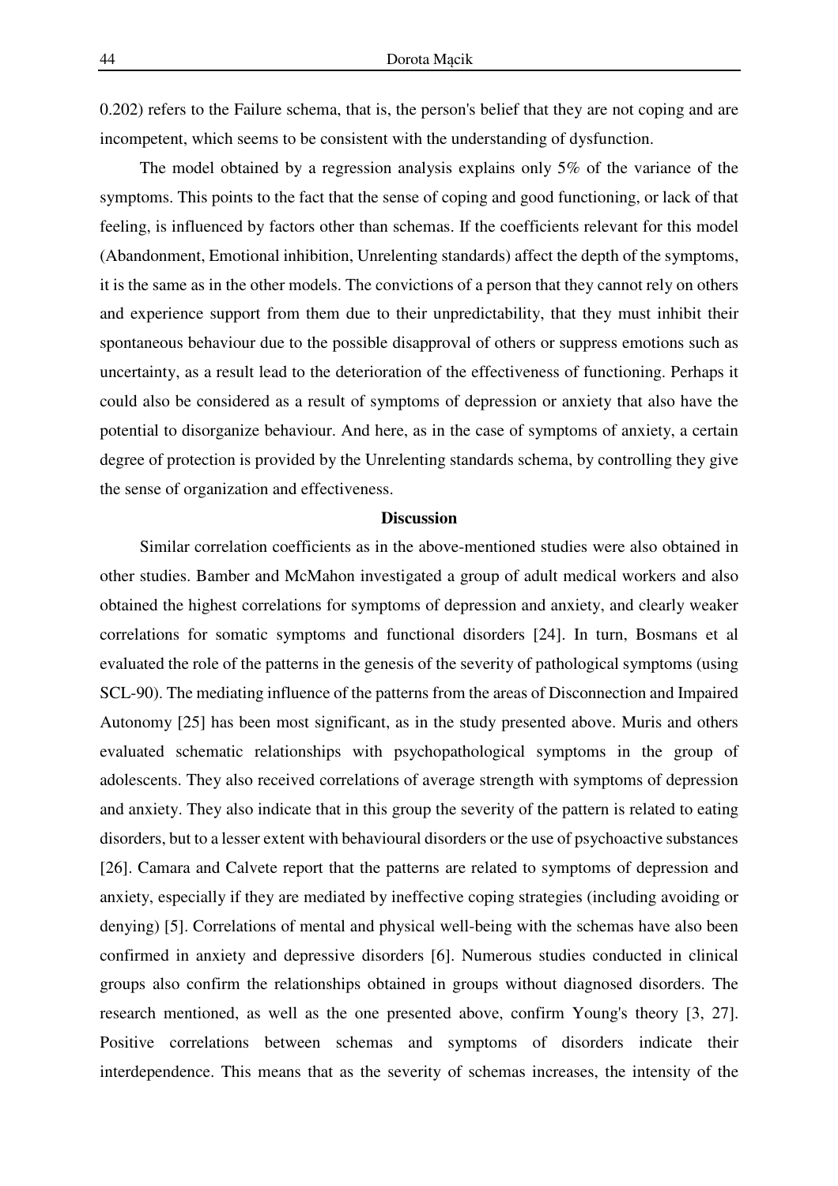0.202) refers to the Failure schema, that is, the person's belief that they are not coping and are incompetent, which seems to be consistent with the understanding of dysfunction.

The model obtained by a regression analysis explains only 5% of the variance of the symptoms. This points to the fact that the sense of coping and good functioning, or lack of that feeling, is influenced by factors other than schemas. If the coefficients relevant for this model (Abandonment, Emotional inhibition, Unrelenting standards) affect the depth of the symptoms, it is the same as in the other models. The convictions of a person that they cannot rely on others and experience support from them due to their unpredictability, that they must inhibit their spontaneous behaviour due to the possible disapproval of others or suppress emotions such as uncertainty, as a result lead to the deterioration of the effectiveness of functioning. Perhaps it could also be considered as a result of symptoms of depression or anxiety that also have the potential to disorganize behaviour. And here, as in the case of symptoms of anxiety, a certain degree of protection is provided by the Unrelenting standards schema, by controlling they give the sense of organization and effectiveness.

## Discussion

Similar correlation coefficients as in the above-mentioned studies were also obtained in other studies. Bamber and McMahon investigated a group of adult medical workers and also obtained the highest correlations for symptoms of depression and anxiety, and clearly weaker correlations for somatic symptoms and functional disorders [24]. In turn, Bosmans et al evaluated the role of the patterns in the genesis of the severity of pathological symptoms (using SCL-90). The mediating influence of the patterns from the areas of Disconnection and Impaired Autonomy [25] has been most significant, as in the study presented above. Muris and others evaluated schematic relationships with psychopathological symptoms in the group of adolescents. They also received correlations of average strength with symptoms of depression and anxiety. They also indicate that in this group the severity of the pattern is related to eating disorders, but to a lesser extent with behavioural disorders or the use of psychoactive substances [26]. Camara and Calvete report that the patterns are related to symptoms of depression and anxiety, especially if they are mediated by ineffective coping strategies (including avoiding or denying) [5]. Correlations of mental and physical well-being with the schemas have also been confirmed in anxiety and depressive disorders [6]. Numerous studies conducted in clinical groups also confirm the relationships obtained in groups without diagnosed disorders. The research mentioned, as well as the one presented above, confirm Young's theory [3, 27]. Positive correlations between schemas and symptoms of disorders indicate their interdependence. This means that as the severity of schemas increases, the intensity of the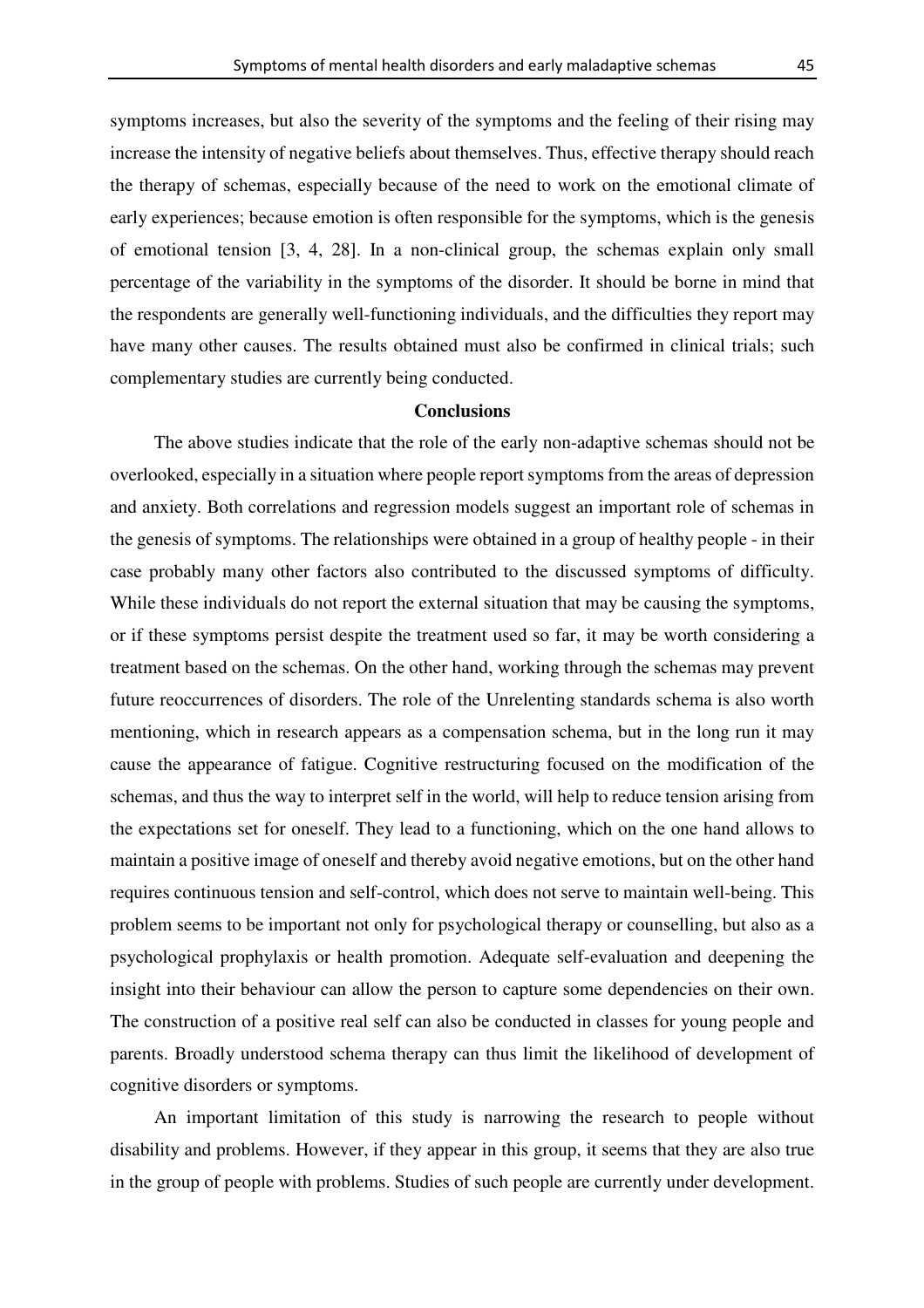symptoms increases, but also the severity of the symptoms and the feeling of their rising may increase the intensity of negative beliefs about themselves. Thus, effective therapy should reach the therapy of schemas, especially because of the need to work on the emotional climate of early experiences; because emotion is often responsible for the symptoms, which is the genesis of emotional tension [3, 4, 28]. In a non-clinical group, the schemas explain only small percentage of the variability in the symptoms of the disorder. It should be borne in mind that the respondents are generally well-functioning individuals, and the difficulties they report may have many other causes. The results obtained must also be confirmed in clinical trials; such complementary studies are currently being conducted.

## Conclusions

The above studies indicate that the role of the early non-adaptive schemas should not be overlooked, especially in a situation where people report symptoms from the areas of depression and anxiety. Both correlations and regression models suggest an important role of schemas in the genesis of symptoms. The relationships were obtained in a group of healthy people - in their case probably many other factors also contributed to the discussed symptoms of difficulty. While these individuals do not report the external situation that may be causing the symptoms, or if these symptoms persist despite the treatment used so far, it may be worth considering a treatment based on the schemas. On the other hand, working through the schemas may prevent future reoccurrences of disorders. The role of the Unrelenting standards schema is also worth mentioning, which in research appears as a compensation schema, but in the long run it may cause the appearance of fatigue. Cognitive restructuring focused on the modification of the schemas, and thus the way to interpret self in the world, will help to reduce tension arising from the expectations set for oneself. They lead to a functioning, which on the one hand allows to maintain a positive image of oneself and thereby avoid negative emotions, but on the other hand requires continuous tension and self-control, which does not serve to maintain well-being. This problem seems to be important not only for psychological therapy or counselling, but also as a psychological prophylaxis or health promotion. Adequate self-evaluation and deepening the insight into their behaviour can allow the person to capture some dependencies on their own. The construction of a positive real self can also be conducted in classes for young people and parents. Broadly understood schema therapy can thus limit the likelihood of development of cognitive disorders or symptoms.

An important limitation of this study is narrowing the research to people without disability and problems. However, if they appear in this group, it seems that they are also true in the group of people with problems. Studies of such people are currently under development.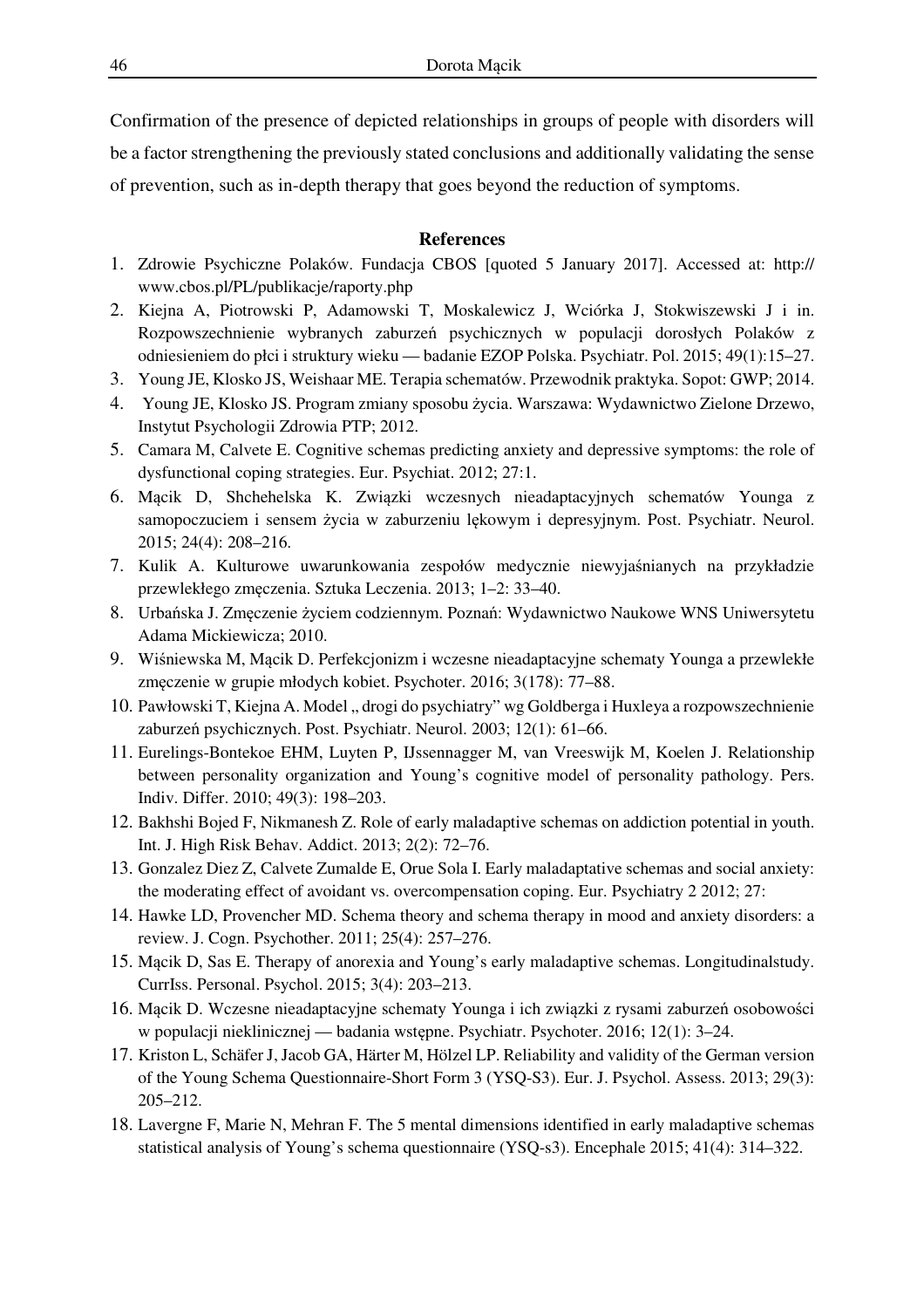Confirmation of the presence of depicted relationships in groups of people with disorders will be a factor strengthening the previously stated conclusions and additionally validating the sense of prevention, such as in-depth therapy that goes beyond the reduction of symptoms.

## References

1. Zdrowie Psychiczne Polaków. Fundacja CBOS [quoted 5 January 2017]. Accessed at: http://www.cbos.pl/PL/publikacje/raporty.php
2. Kiejna A, Piotrowski P, Adamowski T, Moskalewicz J, Wciórka J, Stokwiszewski J i in. Rozpowszechnienie wybranych zaburzeń psychicznych w populacji dorosłych Polaków z odniesieniem do płci i struktury wieku — badanie EZOP Polska. Psychiatr. Pol. 2015; 49(1):15–27.
3. Young JE, Klosko JS, Weishaar ME. Terapia schematów. Przewodnik praktyka. Sopot: GWP; 2014.
4. Young JE, Klosko JS. Program zmiany sposobu życia. Warszawa: Wydawnictwo Zielone Drzewo, Instytut Psychologii Zdrowia PTP; 2012.
5. Camara M, Calvete E. Cognitive schemas predicting anxiety and depressive symptoms: the role of dysfunctional coping strategies. Eur. Psychiat. 2012; 27:1.
6. Mącik D, Shchehelska K. Związki wczesnych nieadaptacyjnych schematów Younga z samopoczuciem i sensem życia w zaburzeniu lękowym i depresyjnym. Post. Psychiatr. Neurol. 2015; 24(4): 208–216.
7. Kulik A. Kulturowe uwarunkowania zespołów medycznie niewyjaśnianych na przykładzie przewlekłego zmęczenia. Sztuka Leczenia. 2013; 1–2: 33–40.
8. Urbańska J. Zmęczenie życiem codziennym. Poznań: Wydawnictwo Naukowe WNS Uniwersytetu Adama Mickiewicza; 2010.
9. Wiśniewska M, Mącik D. Perfekcjonizm i wczesne nieadaptacyjne schematy Younga a przewlekłe zmęczenie w grupie młodych kobiet. Psychoter. 2016; 3(178): 77–88.
10. Pawłowski T, Kiejna A. Model „ drogi do psychiatry" wg Goldberga i Huxleya a rozpowszechnienie zaburzeń psychicznych. Post. Psychiatr. Neurol. 2003; 12(1): 61–66.
11. Eurelings-Bontekoe EHM, Luyten P, IJssennagger M, van Vreeswijk M, Koelen J. Relationship between personality organization and Young's cognitive model of personality pathology. Pers. Indiv. Differ. 2010; 49(3): 198–203.
12. Bakhshi Bojed F, Nikmanesh Z. Role of early maladaptive schemas on addiction potential in youth. Int. J. High Risk Behav. Addict. 2013; 2(2): 72–76.
13. Gonzalez Diez Z, Calvete Zumalde E, Orue Sola I. Early maladaptative schemas and social anxiety: the moderating effect of avoidant vs. overcompensation coping. Eur. Psychiatry 2 2012; 27:
14. Hawke LD, Provencher MD. Schema theory and schema therapy in mood and anxiety disorders: a review. J. Cogn. Psychother. 2011; 25(4): 257–276.
15. Mącik D, Sas E. Therapy of anorexia and Young's early maladaptive schemas. Longitudinalstudy. CurrIss. Personal. Psychol. 2015; 3(4): 203–213.
16. Mącik D. Wczesne nieadaptacyjne schematy Younga i ich związki z rysami zaburzeń osobowości w populacji nieklinicznej — badania wstępne. Psychiatr. Psychoter. 2016; 12(1): 3–24.
17. Kriston L, Schäfer J, Jacob GA, Härter M, Hölzel LP. Reliability and validity of the German version of the Young Schema Questionnaire-Short Form 3 (YSQ-S3). Eur. J. Psychol. Assess. 2013; 29(3): 205–212.
18. Lavergne F, Marie N, Mehran F. The 5 mental dimensions identified in early maladaptive schemas statistical analysis of Young's schema questionnaire (YSQ-s3). Encephale 2015; 41(4): 314–322.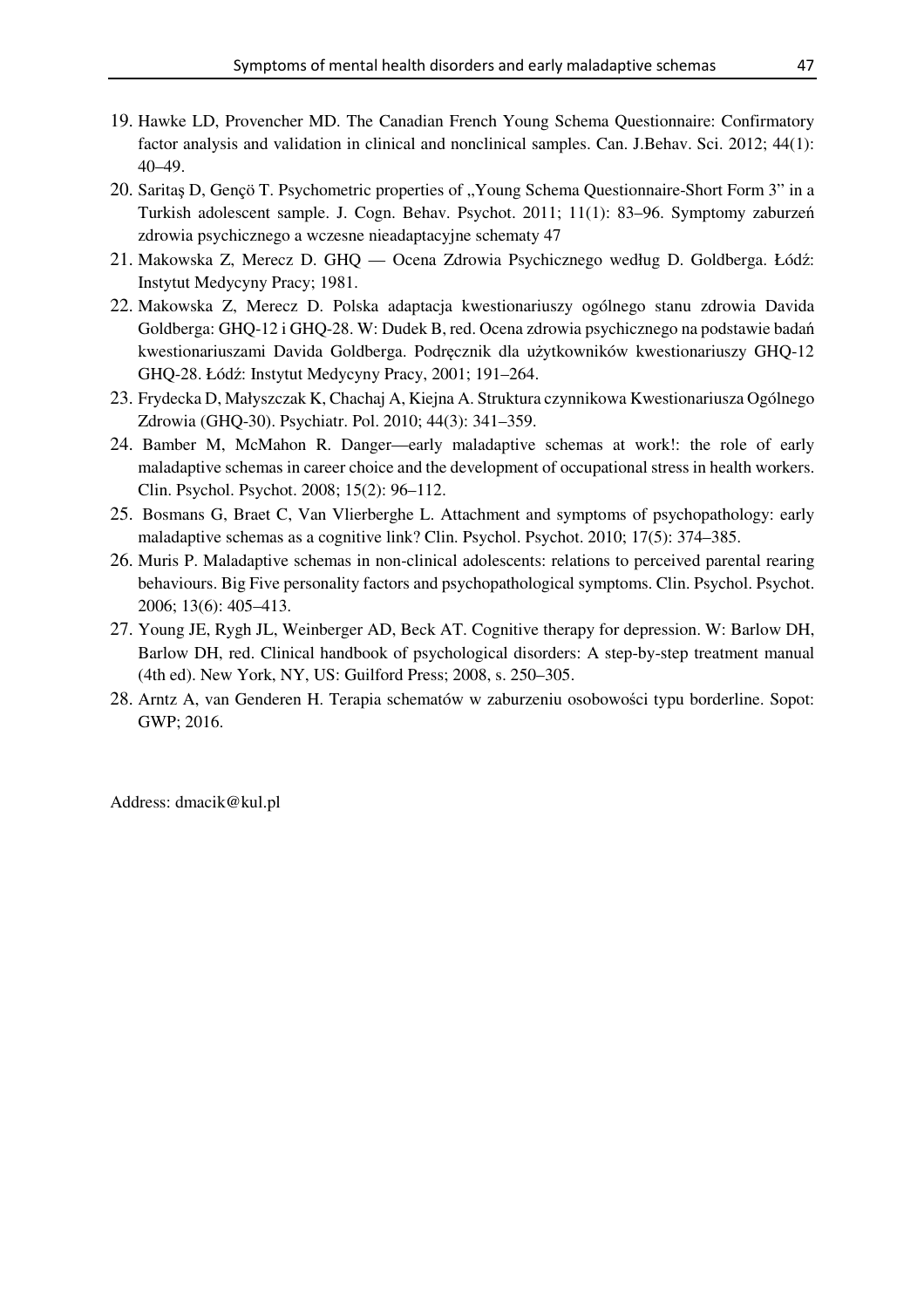19. Hawke LD, Provencher MD. The Canadian French Young Schema Questionnaire: Confirmatory factor analysis and validation in clinical and nonclinical samples. Can. J.Behav. Sci. 2012; 44(1): 40–49.
20. Saritaş D, Gençö T. Psychometric properties of „Young Schema Questionnaire-Short Form 3" in a Turkish adolescent sample. J. Cogn. Behav. Psychot. 2011; 11(1): 83–96. Symptomy zaburzeń zdrowia psychicznego a wczesne nieadaptacyjne schematy 47
21. Makowska Z, Merecz D. GHQ — Ocena Zdrowia Psychicznego według D. Goldberga. Łódź: Instytut Medycyny Pracy; 1981.
22. Makowska Z, Merecz D. Polska adaptacja kwestionariuszy ogólnego stanu zdrowia Davida Goldberga: GHQ-12 i GHQ-28. W: Dudek B, red. Ocena zdrowia psychicznego na podstawie badań kwestionariuszami Davida Goldberga. Podręcznik dla użytkowników kwestionariuszy GHQ-12 GHQ-28. Łódź: Instytut Medycyny Pracy, 2001; 191–264.
23. Frydecka D, Małyszczak K, Chachaj A, Kiejna A. Struktura czynnikowa Kwestionariusza Ogólnego Zdrowia (GHQ-30). Psychiatr. Pol. 2010; 44(3): 341–359.
24. Bamber M, McMahon R. Danger—early maladaptive schemas at work!: the role of early maladaptive schemas in career choice and the development of occupational stress in health workers. Clin. Psychol. Psychot. 2008; 15(2): 96–112.
25. Bosmans G, Braet C, Van Vlierberghe L. Attachment and symptoms of psychopathology: early maladaptive schemas as a cognitive link? Clin. Psychol. Psychot. 2010; 17(5): 374–385.
26. Muris P. Maladaptive schemas in non-clinical adolescents: relations to perceived parental rearing behaviours. Big Five personality factors and psychopathological symptoms. Clin. Psychol. Psychot. 2006; 13(6): 405–413.
27. Young JE, Rygh JL, Weinberger AD, Beck AT. Cognitive therapy for depression. W: Barlow DH, Barlow DH, red. Clinical handbook of psychological disorders: A step-by-step treatment manual (4th ed). New York, NY, US: Guilford Press; 2008, s. 250–305.
28. Arntz A, van Genderen H. Terapia schematów w zaburzeniu osobowości typu borderline. Sopot: GWP; 2016.

Address: dmacik@kul.pl